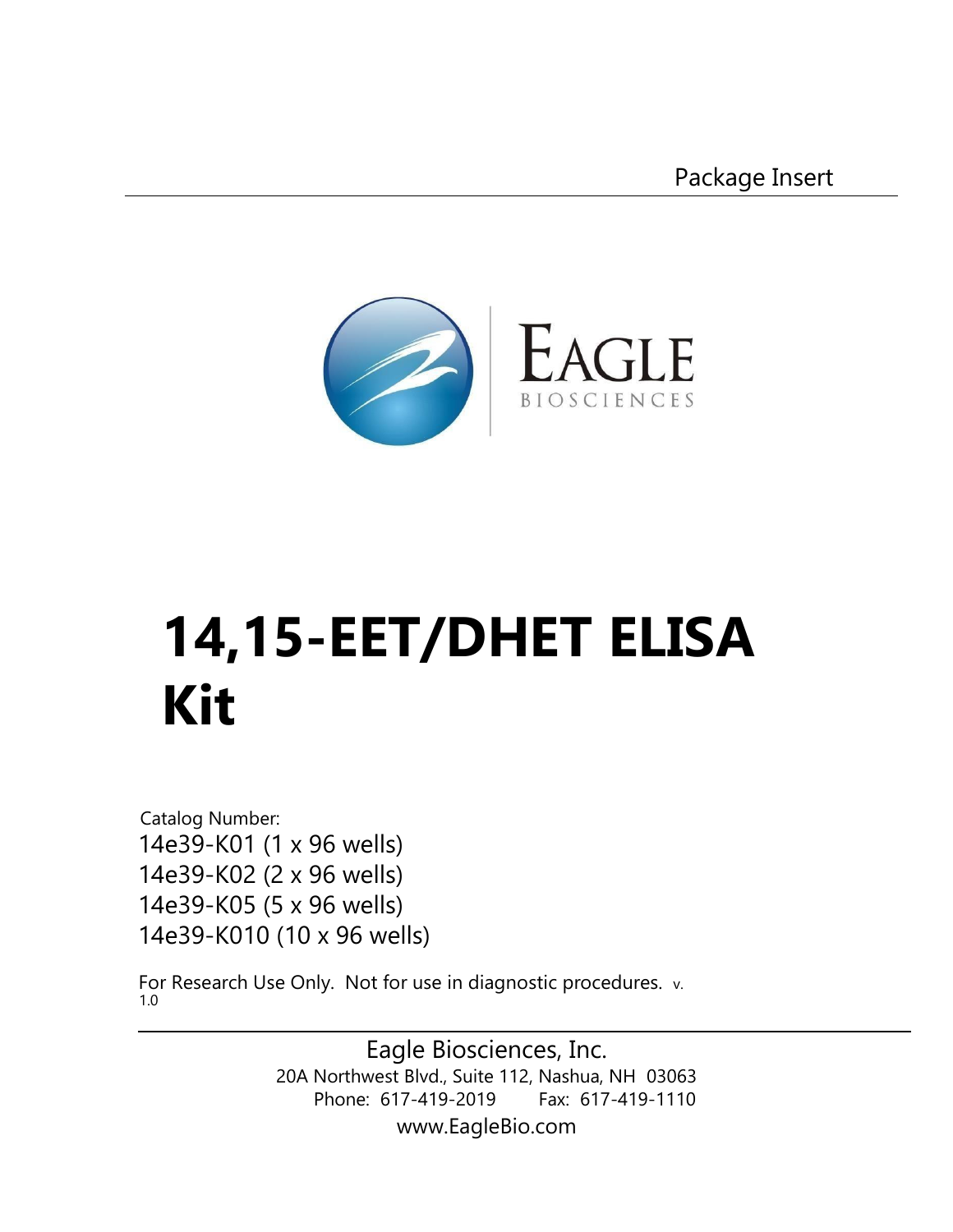Package Insert

EAGLE
BIOSCIENCES

# 14,15-EET/DHET ELISA Kit

Catalog Number:
14e39-K01 (1 x 96 wells)
14e39-K02 (2 x 96 wells)
14e39-K05 (5 x 96 wells)
14e39-K010 (10 x 96 wells)

For Research Use Only. Not for use in diagnostic procedures. v. 1.0

Eagle Biosciences, Inc.
20A Northwest Blvd., Suite 112, Nashua, NH 03063
Phone: 617-419-2019 Fax: 617-419-1110
www.EagleBio.com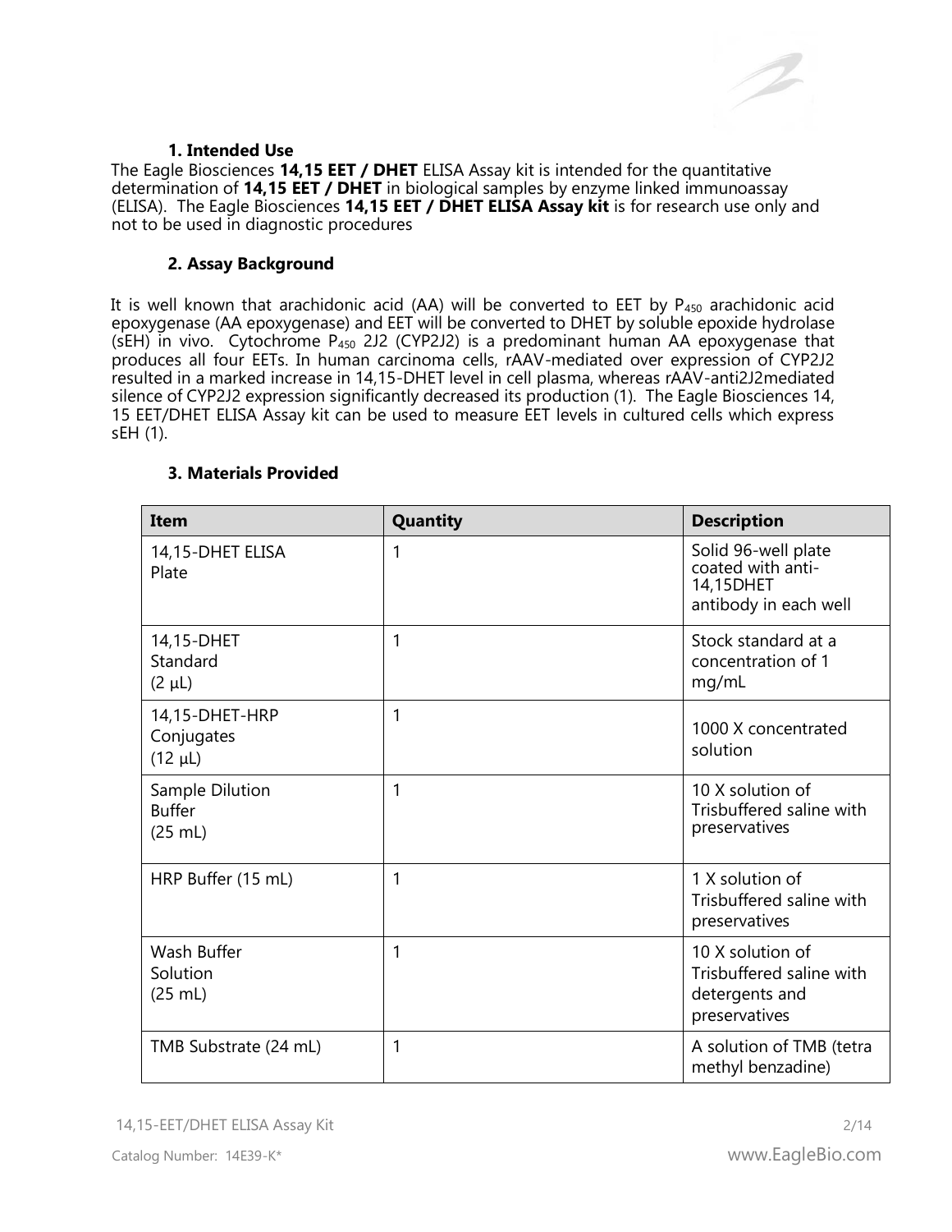### 1. Intended Use

The Eagle Biosciences **14,15 EET / DHET** ELISA Assay kit is intended for the quantitative determination of **14,15 EET / DHET** in biological samples by enzyme linked immunoassay (ELISA). The Eagle Biosciences **14,15 EET / DHET ELISA Assay kit** is for research use only and not to be used in diagnostic procedures

### 2. Assay Background

It is well known that arachidonic acid (AA) will be converted to EET by $P_{450}$ arachidonic acid epoxygenase (AA epoxygenase) and EET will be converted to DHET by soluble epoxide hydrolase (sEH) in vivo. Cytochrome $P_{450}$ 2J2 (CYP2J2) is a predominant human AA epoxygenase that produces all four EETs. In human carcinoma cells, rAAV-mediated over expression of CYP2J2 resulted in a marked increase in 14,15-DHET level in cell plasma, whereas rAAV-anti2J2mediated silence of CYP2J2 expression significantly decreased its production (1). The Eagle Biosciences 14, 15 EET/DHET ELISA Assay kit can be used to measure EET levels in cultured cells which express sEH (1).

### 3. Materials Provided

| Item | Quantity | Description |
| --- | --- | --- |
| 14,15-DHET ELISA Plate | 1 | Solid 96-well plate coated with anti-14,15DHET antibody in each well |
| 14,15-DHET Standard (2 µL) | 1 | Stock standard at a concentration of 1 mg/mL |
| 14,15-DHET-HRP Conjugates (12 µL) | 1 | 1000 X concentrated solution |
| Sample Dilution Buffer (25 mL) | 1 | 10 X solution of Trisbuffered saline with preservatives |
| HRP Buffer (15 mL) | 1 | 1 X solution of Trisbuffered saline with preservatives |
| Wash Buffer Solution (25 mL) | 1 | 10 X solution of Trisbuffered saline with detergents and preservatives |
| TMB Substrate (24 mL) | 1 | A solution of TMB (tetra methyl benzadine) |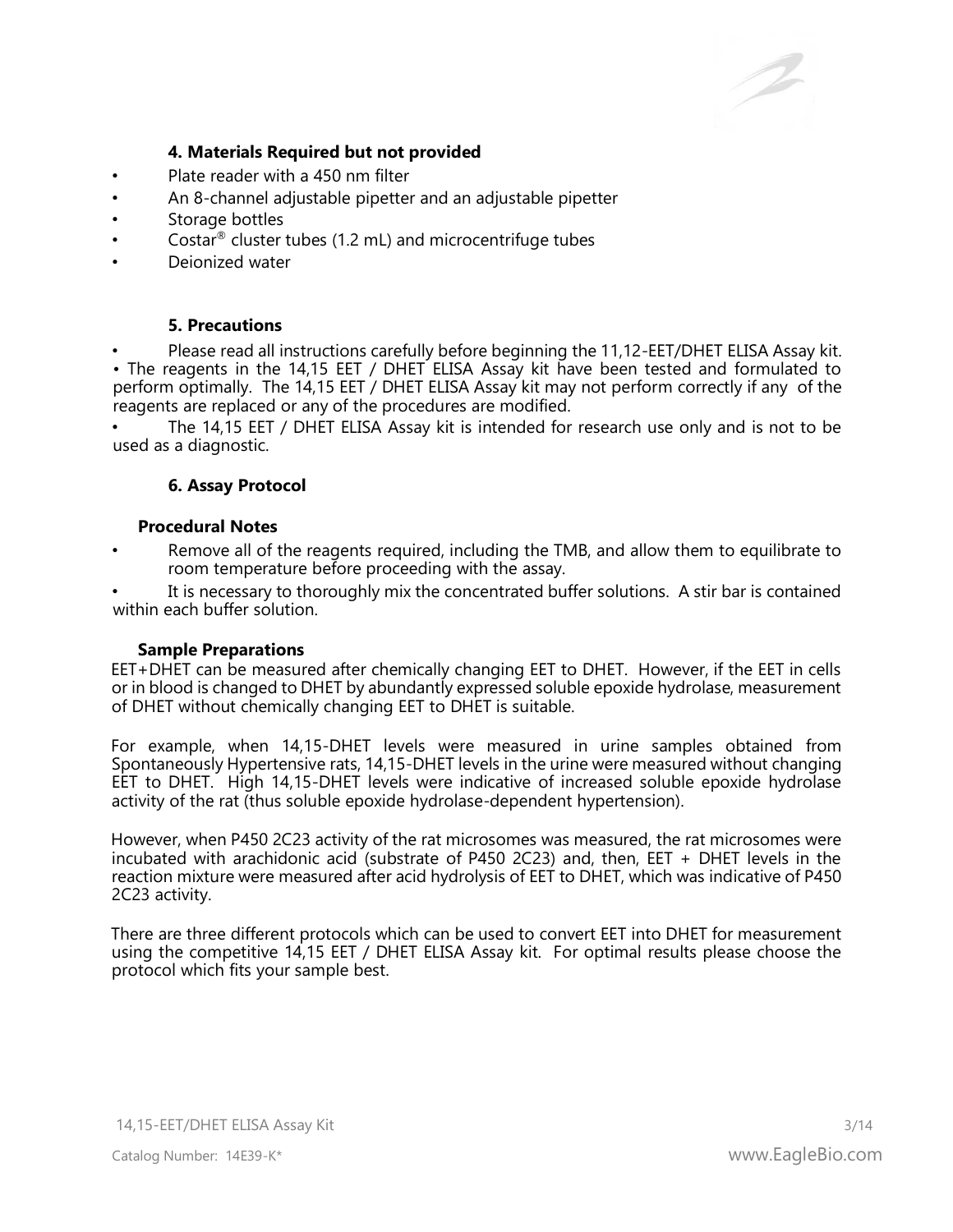### 4. Materials Required but not provided

- Plate reader with a 450 nm filter
- An 8-channel adjustable pipetter and an adjustable pipetter
- Storage bottles
- Costar® cluster tubes (1.2 mL) and microcentrifuge tubes
- Deionized water

### 5. Precautions

- Please read all instructions carefully before beginning the 11,12-EET/DHET ELISA Assay kit.
- The reagents in the 14,15 EET / DHET ELISA Assay kit have been tested and formulated to perform optimally. The 14,15 EET / DHET ELISA Assay kit may not perform correctly if any of the reagents are replaced or any of the procedures are modified.
- The 14,15 EET / DHET ELISA Assay kit is intended for research use only and is not to be used as a diagnostic.

### 6. Assay Protocol

#### Procedural Notes

- Remove all of the reagents required, including the TMB, and allow them to equilibrate to room temperature before proceeding with the assay.
- It is necessary to thoroughly mix the concentrated buffer solutions. A stir bar is contained within each buffer solution.

#### Sample Preparations

EET+DHET can be measured after chemically changing EET to DHET. However, if the EET in cells or in blood is changed to DHET by abundantly expressed soluble epoxide hydrolase, measurement of DHET without chemically changing EET to DHET is suitable.

For example, when 14,15-DHET levels were measured in urine samples obtained from Spontaneously Hypertensive rats, 14,15-DHET levels in the urine were measured without changing EET to DHET. High 14,15-DHET levels were indicative of increased soluble epoxide hydrolase activity of the rat (thus soluble epoxide hydrolase-dependent hypertension).

However, when P450 2C23 activity of the rat microsomes was measured, the rat microsomes were incubated with arachidonic acid (substrate of P450 2C23) and, then, EET + DHET levels in the reaction mixture were measured after acid hydrolysis of EET to DHET, which was indicative of P450 2C23 activity.

There are three different protocols which can be used to convert EET into DHET for measurement using the competitive 14,15 EET / DHET ELISA Assay kit. For optimal results please choose the protocol which fits your sample best.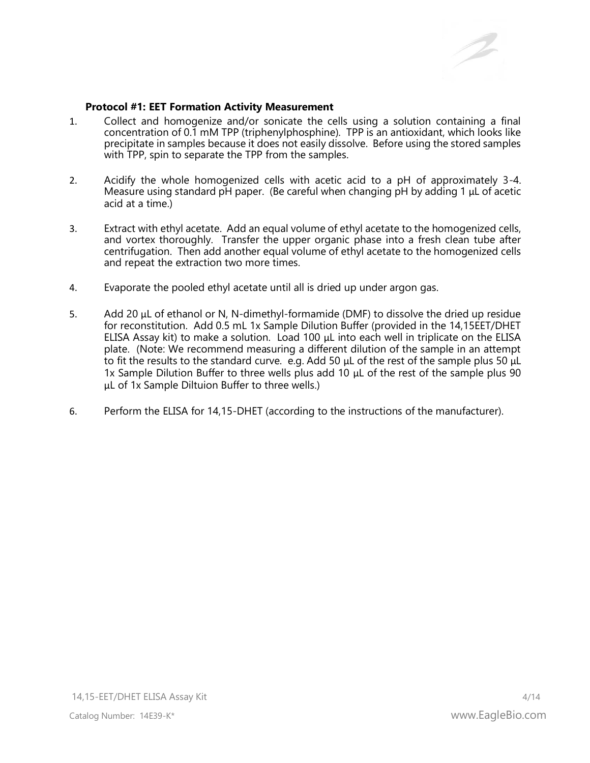### Protocol #1: EET Formation Activity Measurement

1. Collect and homogenize and/or sonicate the cells using a solution containing a final concentration of 0.1 mM TPP (triphenylphosphine). TPP is an antioxidant, which looks like precipitate in samples because it does not easily dissolve. Before using the stored samples with TPP, spin to separate the TPP from the samples.

2. Acidify the whole homogenized cells with acetic acid to a pH of approximately 3-4. Measure using standard pH paper. (Be careful when changing pH by adding 1 µL of acetic acid at a time.)

3. Extract with ethyl acetate. Add an equal volume of ethyl acetate to the homogenized cells, and vortex thoroughly. Transfer the upper organic phase into a fresh clean tube after centrifugation. Then add another equal volume of ethyl acetate to the homogenized cells and repeat the extraction two more times.

4. Evaporate the pooled ethyl acetate until all is dried up under argon gas.

5. Add 20 µL of ethanol or N, N-dimethyl-formamide (DMF) to dissolve the dried up residue for reconstitution. Add 0.5 mL 1x Sample Dilution Buffer (provided in the 14,15EET/DHET ELISA Assay kit) to make a solution. Load 100 µL into each well in triplicate on the ELISA plate. (Note: We recommend measuring a different dilution of the sample in an attempt to fit the results to the standard curve. e.g. Add 50 µL of the rest of the sample plus 50 µL 1x Sample Dilution Buffer to three wells plus add 10 µL of the rest of the sample plus 90 µL of 1x Sample Diltuion Buffer to three wells.)

6. Perform the ELISA for 14,15-DHET (according to the instructions of the manufacturer).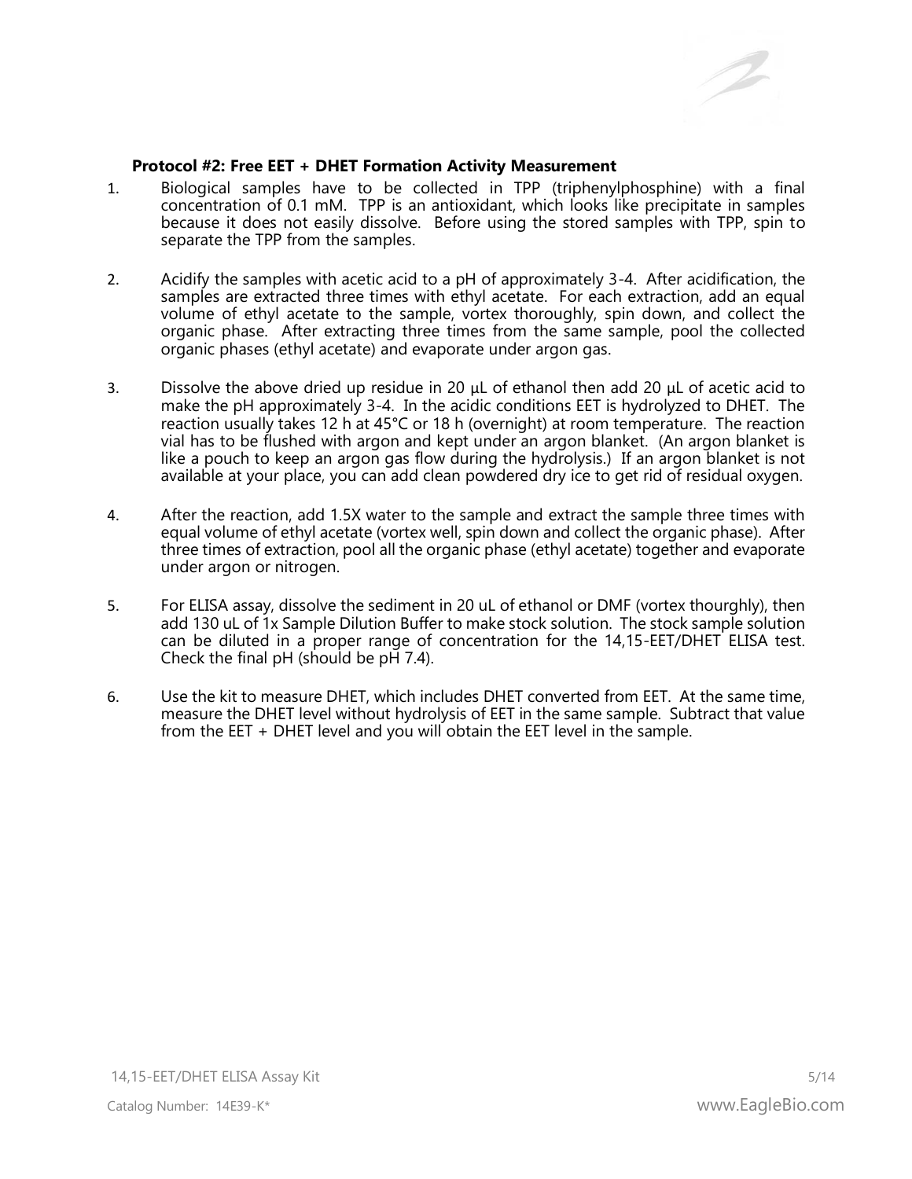**Protocol #2: Free EET + DHET Formation Activity Measurement**

1. Biological samples have to be collected in TPP (triphenylphosphine) with a final concentration of 0.1 mM. TPP is an antioxidant, which looks like precipitate in samples because it does not easily dissolve. Before using the stored samples with TPP, spin to separate the TPP from the samples.

2. Acidify the samples with acetic acid to a pH of approximately 3-4. After acidification, the samples are extracted three times with ethyl acetate. For each extraction, add an equal volume of ethyl acetate to the sample, vortex thoroughly, spin down, and collect the organic phase. After extracting three times from the same sample, pool the collected organic phases (ethyl acetate) and evaporate under argon gas.

3. Dissolve the above dried up residue in 20 µL of ethanol then add 20 µL of acetic acid to make the pH approximately 3-4. In the acidic conditions EET is hydrolyzed to DHET. The reaction usually takes 12 h at 45°C or 18 h (overnight) at room temperature. The reaction vial has to be flushed with argon and kept under an argon blanket. (An argon blanket is like a pouch to keep an argon gas flow during the hydrolysis.) If an argon blanket is not available at your place, you can add clean powdered dry ice to get rid of residual oxygen.

4. After the reaction, add 1.5X water to the sample and extract the sample three times with equal volume of ethyl acetate (vortex well, spin down and collect the organic phase). After three times of extraction, pool all the organic phase (ethyl acetate) together and evaporate under argon or nitrogen.

5. For ELISA assay, dissolve the sediment in 20 uL of ethanol or DMF (vortex thourghly), then add 130 uL of 1x Sample Dilution Buffer to make stock solution. The stock sample solution can be diluted in a proper range of concentration for the 14,15-EET/DHET ELISA test. Check the final pH (should be pH 7.4).

6. Use the kit to measure DHET, which includes DHET converted from EET. At the same time, measure the DHET level without hydrolysis of EET in the same sample. Subtract that value from the EET + DHET level and you will obtain the EET level in the sample.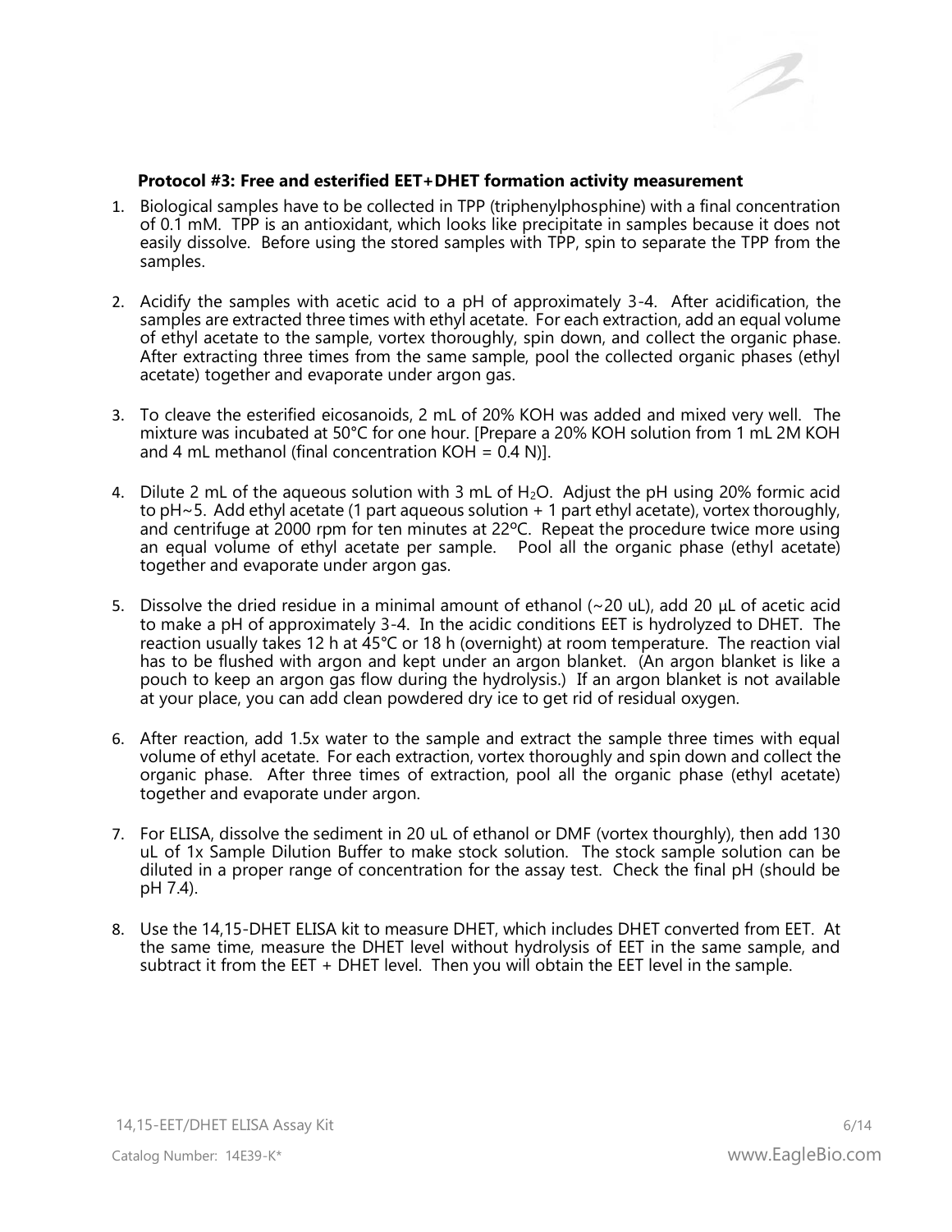**Protocol #3: Free and esterified EET+DHET formation activity measurement**

1. Biological samples have to be collected in TPP (triphenylphosphine) with a final concentration of 0.1 mM. TPP is an antioxidant, which looks like precipitate in samples because it does not easily dissolve. Before using the stored samples with TPP, spin to separate the TPP from the samples.

2. Acidify the samples with acetic acid to a pH of approximately 3-4. After acidification, the samples are extracted three times with ethyl acetate. For each extraction, add an equal volume of ethyl acetate to the sample, vortex thoroughly, spin down, and collect the organic phase. After extracting three times from the same sample, pool the collected organic phases (ethyl acetate) together and evaporate under argon gas.

3. To cleave the esterified eicosanoids, 2 mL of 20% KOH was added and mixed very well. The mixture was incubated at 50°C for one hour. [Prepare a 20% KOH solution from 1 mL 2M KOH and 4 mL methanol (final concentration KOH = 0.4 N)].

4. Dilute 2 mL of the aqueous solution with 3 mL of $H_2O$. Adjust the pH using 20% formic acid to pH~5. Add ethyl acetate (1 part aqueous solution + 1 part ethyl acetate), vortex thoroughly, and centrifuge at 2000 rpm for ten minutes at 22ºC. Repeat the procedure twice more using an equal volume of ethyl acetate per sample. Pool all the organic phase (ethyl acetate) together and evaporate under argon gas.

5. Dissolve the dried residue in a minimal amount of ethanol (~20 uL), add 20 µL of acetic acid to make a pH of approximately 3-4. In the acidic conditions EET is hydrolyzed to DHET. The reaction usually takes 12 h at 45°C or 18 h (overnight) at room temperature. The reaction vial has to be flushed with argon and kept under an argon blanket. (An argon blanket is like a pouch to keep an argon gas flow during the hydrolysis.) If an argon blanket is not available at your place, you can add clean powdered dry ice to get rid of residual oxygen.

6. After reaction, add 1.5x water to the sample and extract the sample three times with equal volume of ethyl acetate. For each extraction, vortex thoroughly and spin down and collect the organic phase. After three times of extraction, pool all the organic phase (ethyl acetate) together and evaporate under argon.

7. For ELISA, dissolve the sediment in 20 uL of ethanol or DMF (vortex thourghly), then add 130 uL of 1x Sample Dilution Buffer to make stock solution. The stock sample solution can be diluted in a proper range of concentration for the assay test. Check the final pH (should be pH 7.4).

8. Use the 14,15-DHET ELISA kit to measure DHET, which includes DHET converted from EET. At the same time, measure the DHET level without hydrolysis of EET in the same sample, and subtract it from the EET + DHET level. Then you will obtain the EET level in the sample.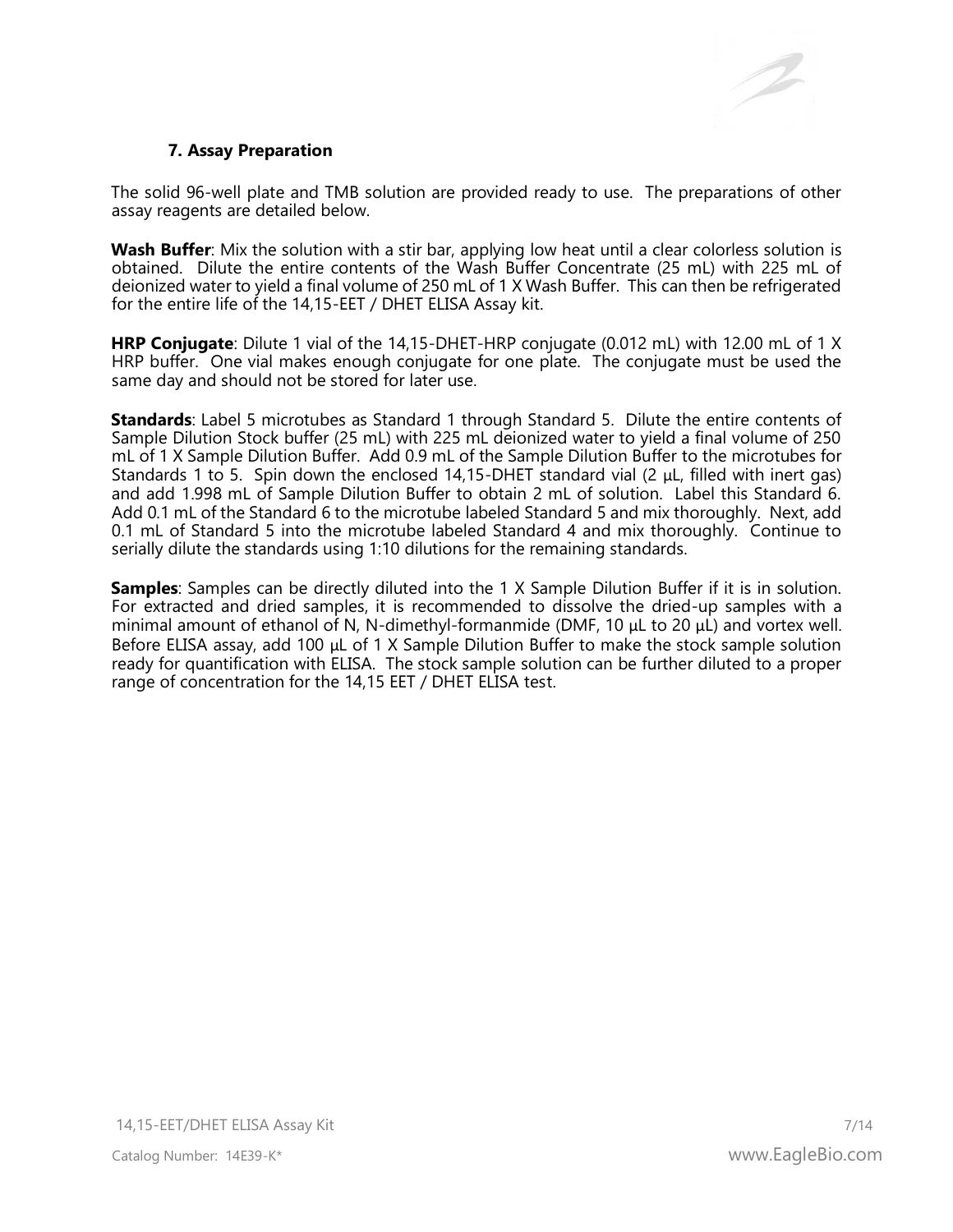## 7. Assay Preparation

The solid 96-well plate and TMB solution are provided ready to use. The preparations of other assay reagents are detailed below.

**Wash Buffer**: Mix the solution with a stir bar, applying low heat until a clear colorless solution is obtained. Dilute the entire contents of the Wash Buffer Concentrate (25 mL) with 225 mL of deionized water to yield a final volume of 250 mL of 1 X Wash Buffer. This can then be refrigerated for the entire life of the 14,15-EET / DHET ELISA Assay kit.

**HRP Conjugate**: Dilute 1 vial of the 14,15-DHET-HRP conjugate (0.012 mL) with 12.00 mL of 1 X HRP buffer. One vial makes enough conjugate for one plate. The conjugate must be used the same day and should not be stored for later use.

**Standards**: Label 5 microtubes as Standard 1 through Standard 5. Dilute the entire contents of Sample Dilution Stock buffer (25 mL) with 225 mL deionized water to yield a final volume of 250 mL of 1 X Sample Dilution Buffer. Add 0.9 mL of the Sample Dilution Buffer to the microtubes for Standards 1 to 5. Spin down the enclosed 14,15-DHET standard vial (2 µL, filled with inert gas) and add 1.998 mL of Sample Dilution Buffer to obtain 2 mL of solution. Label this Standard 6. Add 0.1 mL of the Standard 6 to the microtube labeled Standard 5 and mix thoroughly. Next, add 0.1 mL of Standard 5 into the microtube labeled Standard 4 and mix thoroughly. Continue to serially dilute the standards using 1:10 dilutions for the remaining standards.

**Samples**: Samples can be directly diluted into the 1 X Sample Dilution Buffer if it is in solution. For extracted and dried samples, it is recommended to dissolve the dried-up samples with a minimal amount of ethanol of N, N-dimethyl-formanmide (DMF, 10 µL to 20 µL) and vortex well. Before ELISA assay, add 100 µL of 1 X Sample Dilution Buffer to make the stock sample solution ready for quantification with ELISA. The stock sample solution can be further diluted to a proper range of concentration for the 14,15 EET / DHET ELISA test.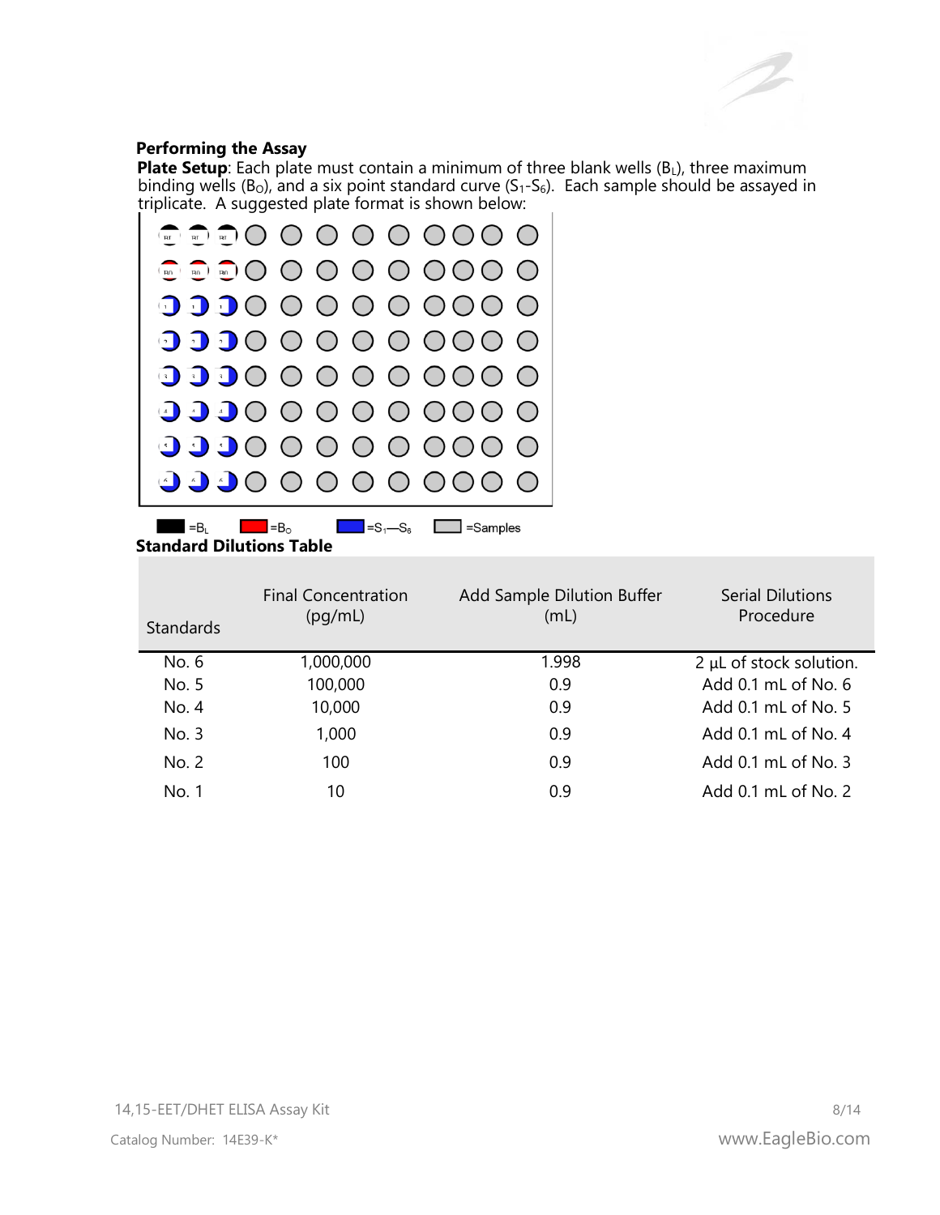### Performing the Assay

**Plate Setup**: Each plate must contain a minimum of three blank wells ($B_L$), three maximum binding wells ($B_O$), and a six point standard curve ($S_1$-$S_6$). Each sample should be assayed in triplicate. A suggested plate format is shown below:

=$B_L$ =$B_O$ =$S_1$—$S_6$ =Samples

### Standard Dilutions Table

| Standards | Final Concentration (pg/mL) | Add Sample Dilution Buffer (mL) | Serial Dilutions Procedure |
|---|---|---|---|
| No. 6 | 1,000,000 | 1.998 | 2 µL of stock solution. |
| No. 5 | 100,000 | 0.9 | Add 0.1 mL of No. 6 |
| No. 4 | 10,000 | 0.9 | Add 0.1 mL of No. 5 |
| No. 3 | 1,000 | 0.9 | Add 0.1 mL of No. 4 |
| No. 2 | 100 | 0.9 | Add 0.1 mL of No. 3 |
| No. 1 | 10 | 0.9 | Add 0.1 mL of No. 2 |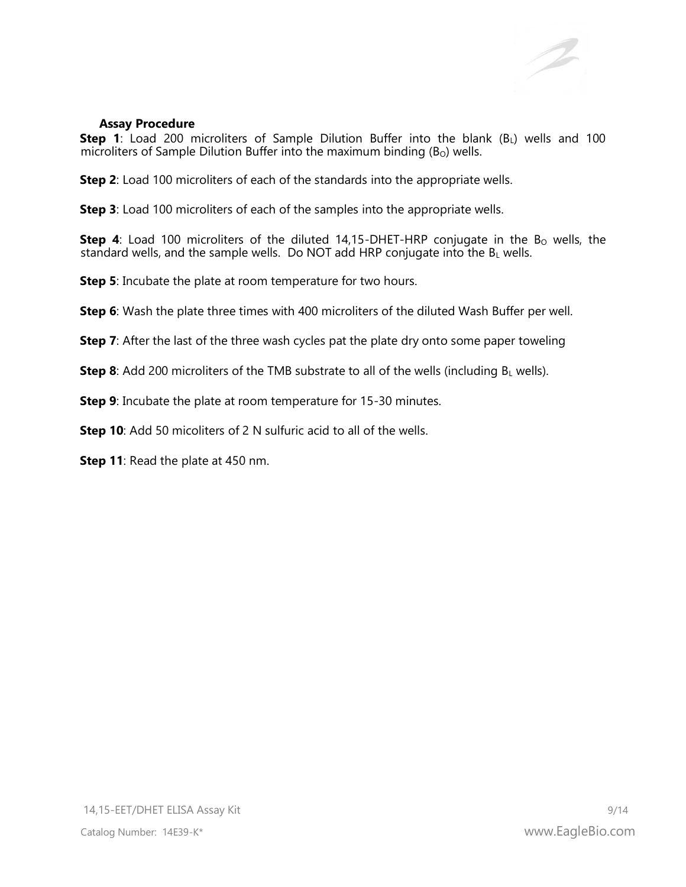### Assay Procedure

**Step 1**: Load 200 microliters of Sample Dilution Buffer into the blank ($B_L$) wells and 100 microliters of Sample Dilution Buffer into the maximum binding ($B_O$) wells.

**Step 2**: Load 100 microliters of each of the standards into the appropriate wells.

**Step 3**: Load 100 microliters of each of the samples into the appropriate wells.

**Step 4**: Load 100 microliters of the diluted 14,15-DHET-HRP conjugate in the $B_O$ wells, the standard wells, and the sample wells. Do NOT add HRP conjugate into the $B_L$ wells.

**Step 5**: Incubate the plate at room temperature for two hours.

**Step 6**: Wash the plate three times with 400 microliters of the diluted Wash Buffer per well.

**Step 7**: After the last of the three wash cycles pat the plate dry onto some paper toweling

**Step 8**: Add 200 microliters of the TMB substrate to all of the wells (including $B_L$ wells).

**Step 9**: Incubate the plate at room temperature for 15-30 minutes.

**Step 10**: Add 50 micoliters of 2 N sulfuric acid to all of the wells.

**Step 11**: Read the plate at 450 nm.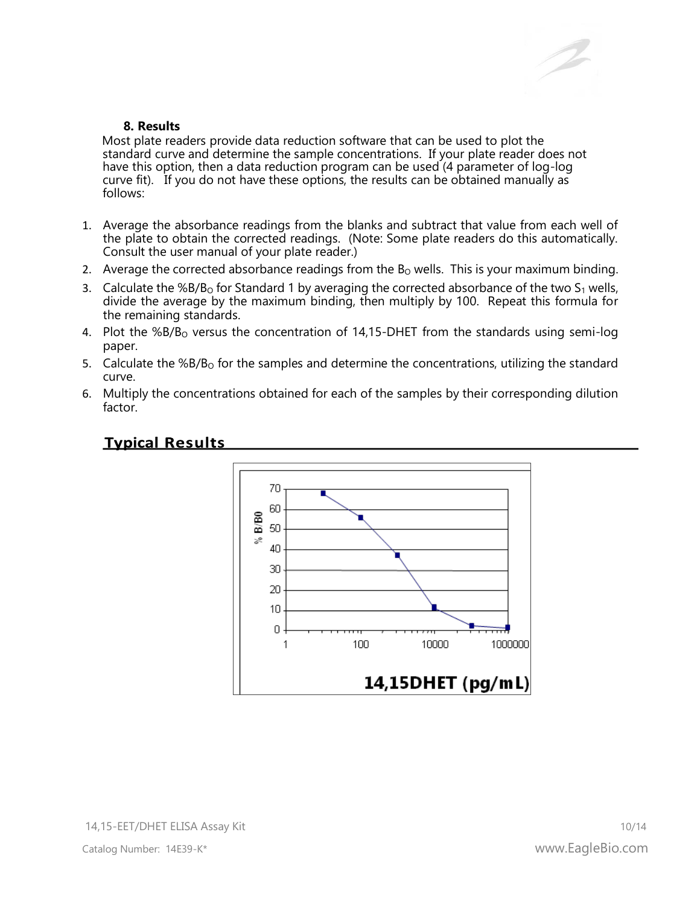### 8. Results

Most plate readers provide data reduction software that can be used to plot the standard curve and determine the sample concentrations. If your plate reader does not have this option, then a data reduction program can be used (4 parameter of log-log curve fit). If you do not have these options, the results can be obtained manually as follows:

1. Average the absorbance readings from the blanks and subtract that value from each well of the plate to obtain the corrected readings. (Note: Some plate readers do this automatically. Consult the user manual of your plate reader.)
2. Average the corrected absorbance readings from the $B_O$ wells. This is your maximum binding.
3. Calculate the %$B/B_O$ for Standard 1 by averaging the corrected absorbance of the two $S_1$ wells, divide the average by the maximum binding, then multiply by 100. Repeat this formula for the remaining standards.
4. Plot the %$B/B_O$ versus the concentration of 14,15-DHET from the standards using semi-log paper.
5. Calculate the %$B/B_O$ for the samples and determine the concentrations, utilizing the standard curve.
6. Multiply the concentrations obtained for each of the samples by their corresponding dilution factor.

## Typical Results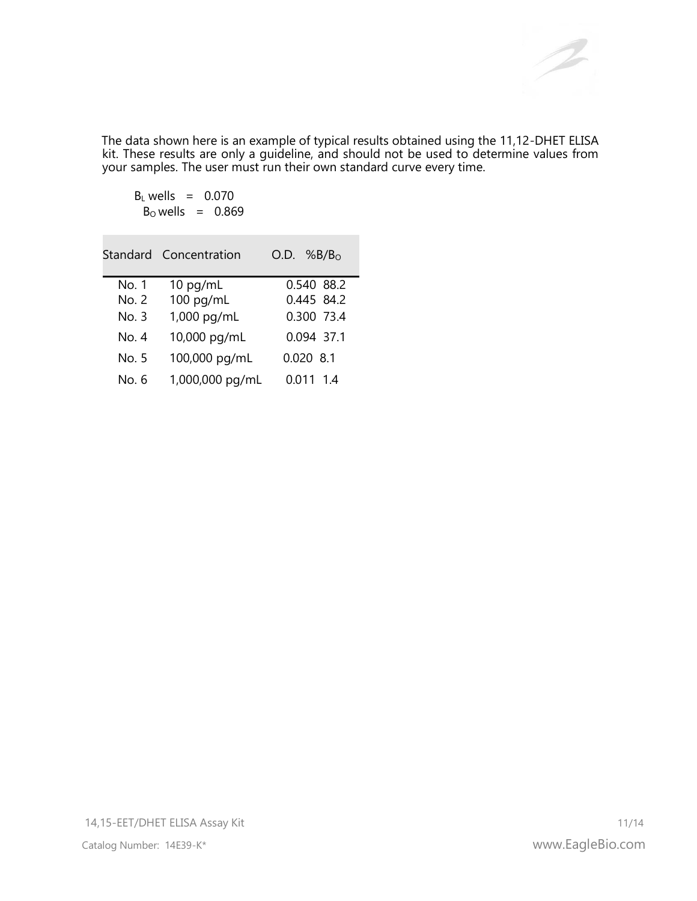The data shown here is an example of typical results obtained using the 11,12-DHET ELISA kit. These results are only a guideline, and should not be used to determine values from your samples. The user must run their own standard curve every time.

$B_L$ wells = 0.070
$B_O$ wells = 0.869

| Standard | Concentration | O.D. | %$B/B_O$ |
| --- | --- | --- | --- |
| No. 1 | 10 pg/mL | 0.540 | 88.2 |
| No. 2 | 100 pg/mL | 0.445 | 84.2 |
| No. 3 | 1,000 pg/mL | 0.300 | 73.4 |
| No. 4 | 10,000 pg/mL | 0.094 | 37.1 |
| No. 5 | 100,000 pg/mL | 0.020 | 8.1 |
| No. 6 | 1,000,000 pg/mL | 0.011 | 1.4 |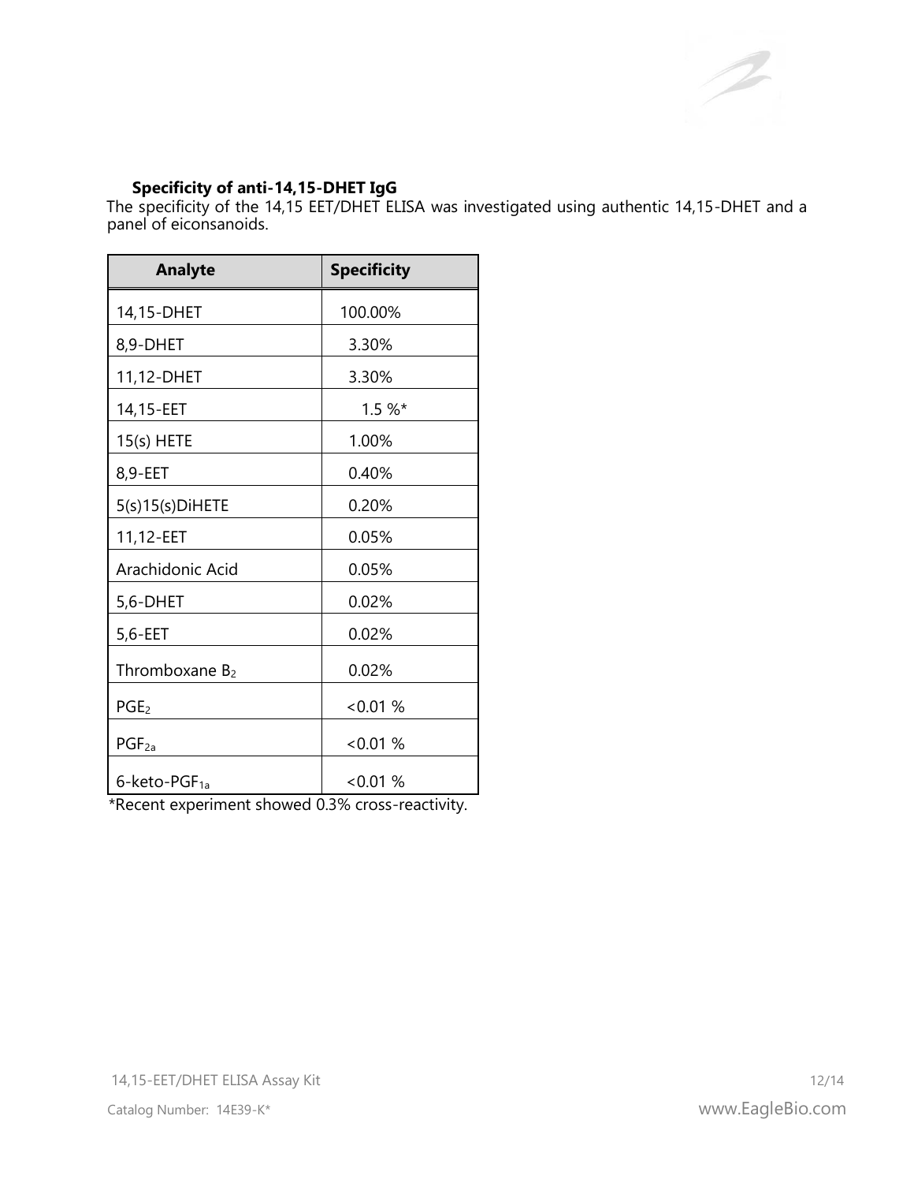### Specificity of anti-14,15-DHET IgG

The specificity of the 14,15 EET/DHET ELISA was investigated using authentic 14,15-DHET and a panel of eiconsanoids.

| Analyte | Specificity |
|---|---|
| 14,15-DHET | 100.00% |
| 8,9-DHET | 3.30% |
| 11,12-DHET | 3.30% |
| 14,15-EET | 1.5 %* |
| 15(s) HETE | 1.00% |
| 8,9-EET | 0.40% |
| 5(s)15(s)DiHETE | 0.20% |
| 11,12-EET | 0.05% |
| Arachidonic Acid | 0.05% |
| 5,6-DHET | 0.02% |
| 5,6-EET | 0.02% |
| Thromboxane $B_2$ | 0.02% |
| $PGE_2$ | <0.01 % |
| $PGF_{2a}$ | <0.01 % |
| 6-keto-$PGF_{1a}$ | <0.01 % |

*Recent experiment showed 0.3% cross-reactivity.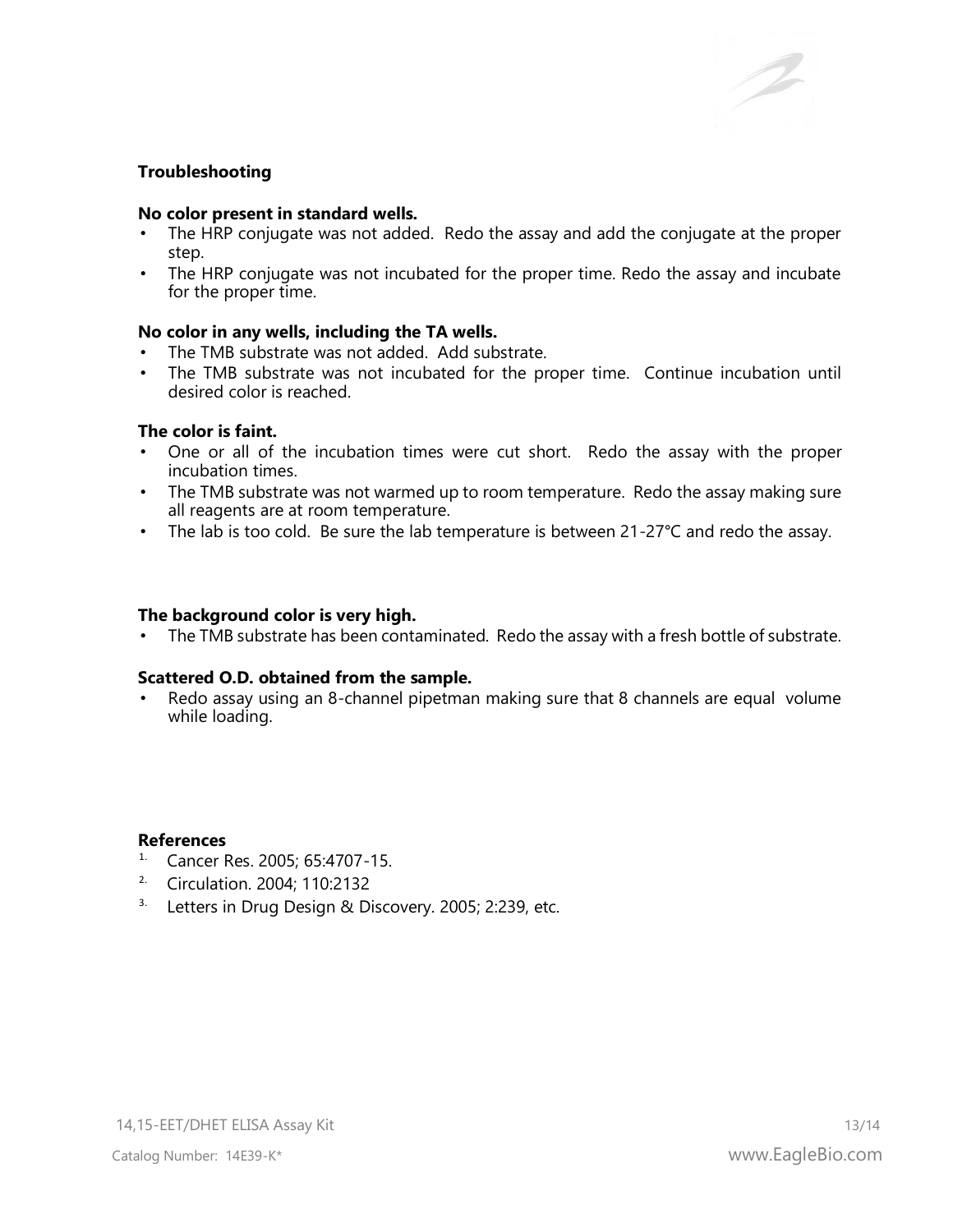## Troubleshooting

**No color present in standard wells.**

- The HRP conjugate was not added. Redo the assay and add the conjugate at the proper step.
- The HRP conjugate was not incubated for the proper time. Redo the assay and incubate for the proper time.

**No color in any wells, including the TA wells.**

- The TMB substrate was not added. Add substrate.
- The TMB substrate was not incubated for the proper time. Continue incubation until desired color is reached.

**The color is faint.**

- One or all of the incubation times were cut short. Redo the assay with the proper incubation times.
- The TMB substrate was not warmed up to room temperature. Redo the assay making sure all reagents are at room temperature.
- The lab is too cold. Be sure the lab temperature is between 21-27°C and redo the assay.

**The background color is very high.**

- The TMB substrate has been contaminated. Redo the assay with a fresh bottle of substrate.

**Scattered O.D. obtained from the sample.**

- Redo assay using an 8-channel pipetman making sure that 8 channels are equal volume while loading.

## References

1. Cancer Res. 2005; 65:4707-15.
2. Circulation. 2004; 110:2132
3. Letters in Drug Design & Discovery. 2005; 2:239, etc.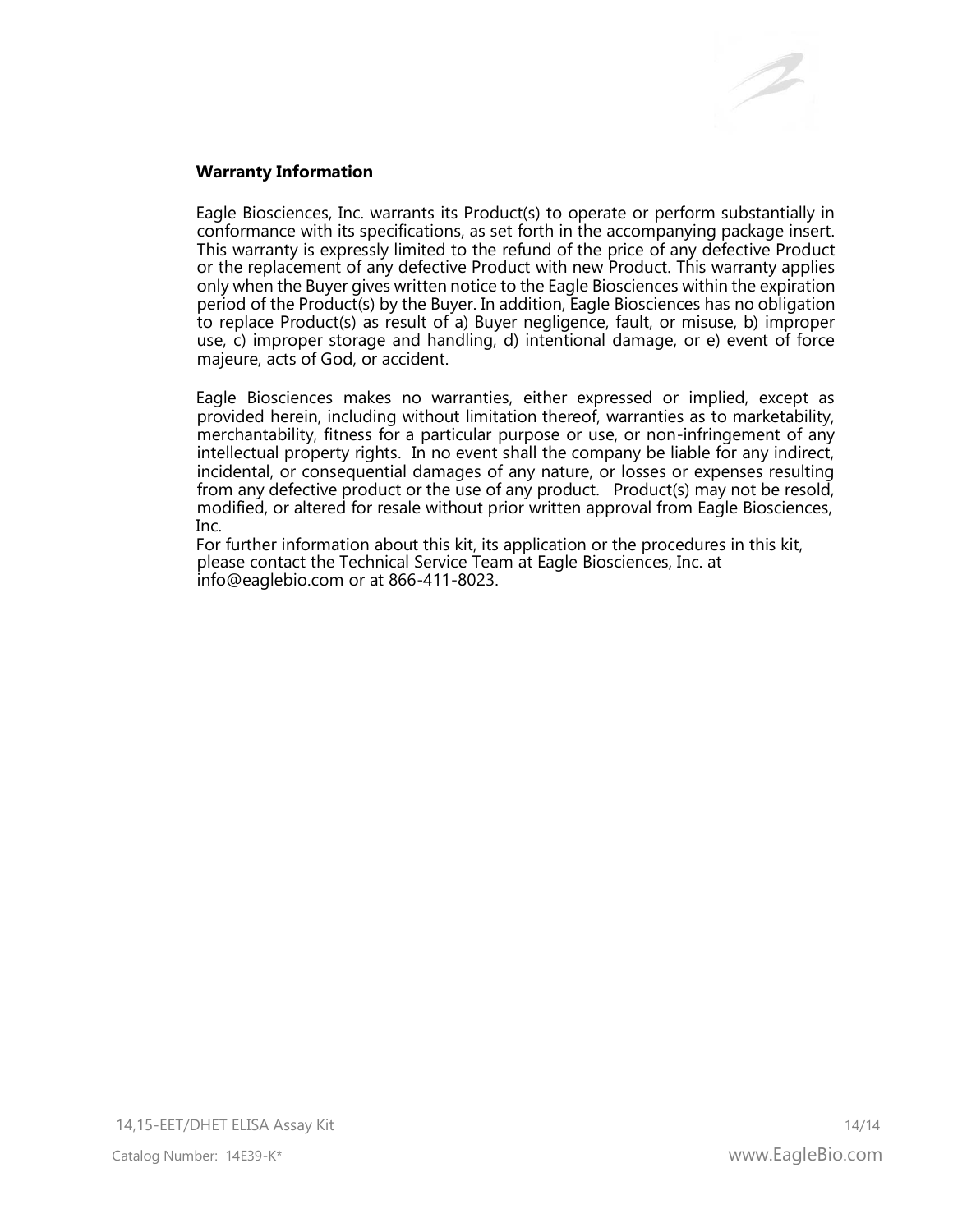**Warranty Information**

Eagle Biosciences, Inc. warrants its Product(s) to operate or perform substantially in conformance with its specifications, as set forth in the accompanying package insert. This warranty is expressly limited to the refund of the price of any defective Product or the replacement of any defective Product with new Product. This warranty applies only when the Buyer gives written notice to the Eagle Biosciences within the expiration period of the Product(s) by the Buyer. In addition, Eagle Biosciences has no obligation to replace Product(s) as result of a) Buyer negligence, fault, or misuse, b) improper use, c) improper storage and handling, d) intentional damage, or e) event of force majeure, acts of God, or accident.

Eagle Biosciences makes no warranties, either expressed or implied, except as provided herein, including without limitation thereof, warranties as to marketability, merchantability, fitness for a particular purpose or use, or non-infringement of any intellectual property rights. In no event shall the company be liable for any indirect, incidental, or consequential damages of any nature, or losses or expenses resulting from any defective product or the use of any product. Product(s) may not be resold, modified, or altered for resale without prior written approval from Eagle Biosciences, Inc.

For further information about this kit, its application or the procedures in this kit, please contact the Technical Service Team at Eagle Biosciences, Inc. at info@eaglebio.com or at 866-411-8023.